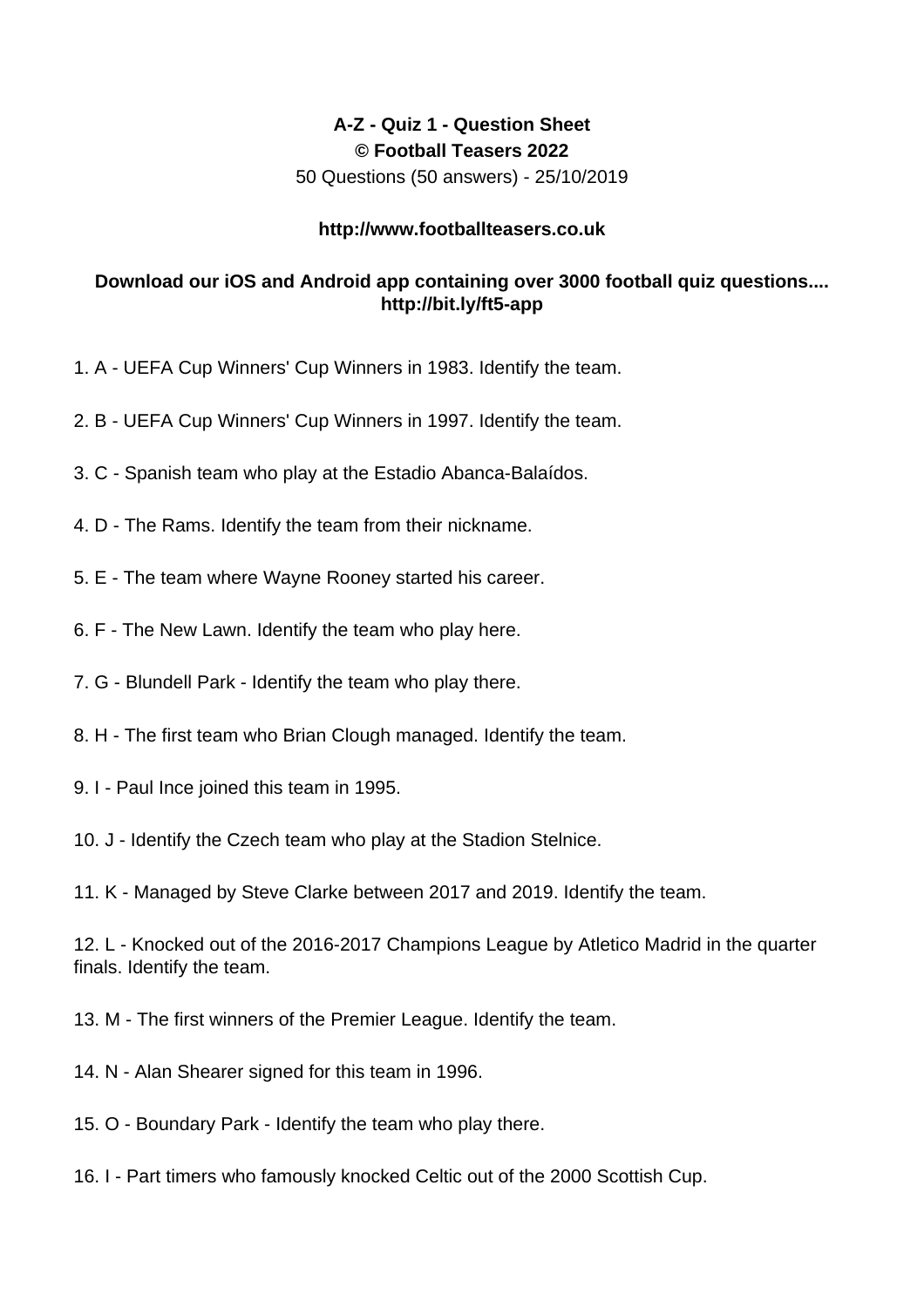**A-Z - Quiz 1 - Question Sheet**
**© Football Teasers 2022**
50 Questions (50 answers) - 25/10/2019

**http://www.footballteasers.co.uk**

**Download our iOS and Android app containing over 3000 football quiz questions....**
**http://bit.ly/ft5-app**

1. A - UEFA Cup Winners' Cup Winners in 1983. Identify the team.

2. B - UEFA Cup Winners' Cup Winners in 1997. Identify the team.

3. C - Spanish team who play at the Estadio Abanca-Balaídos.

4. D - The Rams. Identify the team from their nickname.

5. E - The team where Wayne Rooney started his career.

6. F - The New Lawn. Identify the team who play here.

7. G - Blundell Park - Identify the team who play there.

8. H - The first team who Brian Clough managed. Identify the team.

9. I - Paul Ince joined this team in 1995.

10. J - Identify the Czech team who play at the Stadion Stelnice.

11. K - Managed by Steve Clarke between 2017 and 2019. Identify the team.

12. L - Knocked out of the 2016-2017 Champions League by Atletico Madrid in the quarter finals. Identify the team.

13. M - The first winners of the Premier League. Identify the team.

14. N - Alan Shearer signed for this team in 1996.

15. O - Boundary Park - Identify the team who play there.

16. I - Part timers who famously knocked Celtic out of the 2000 Scottish Cup.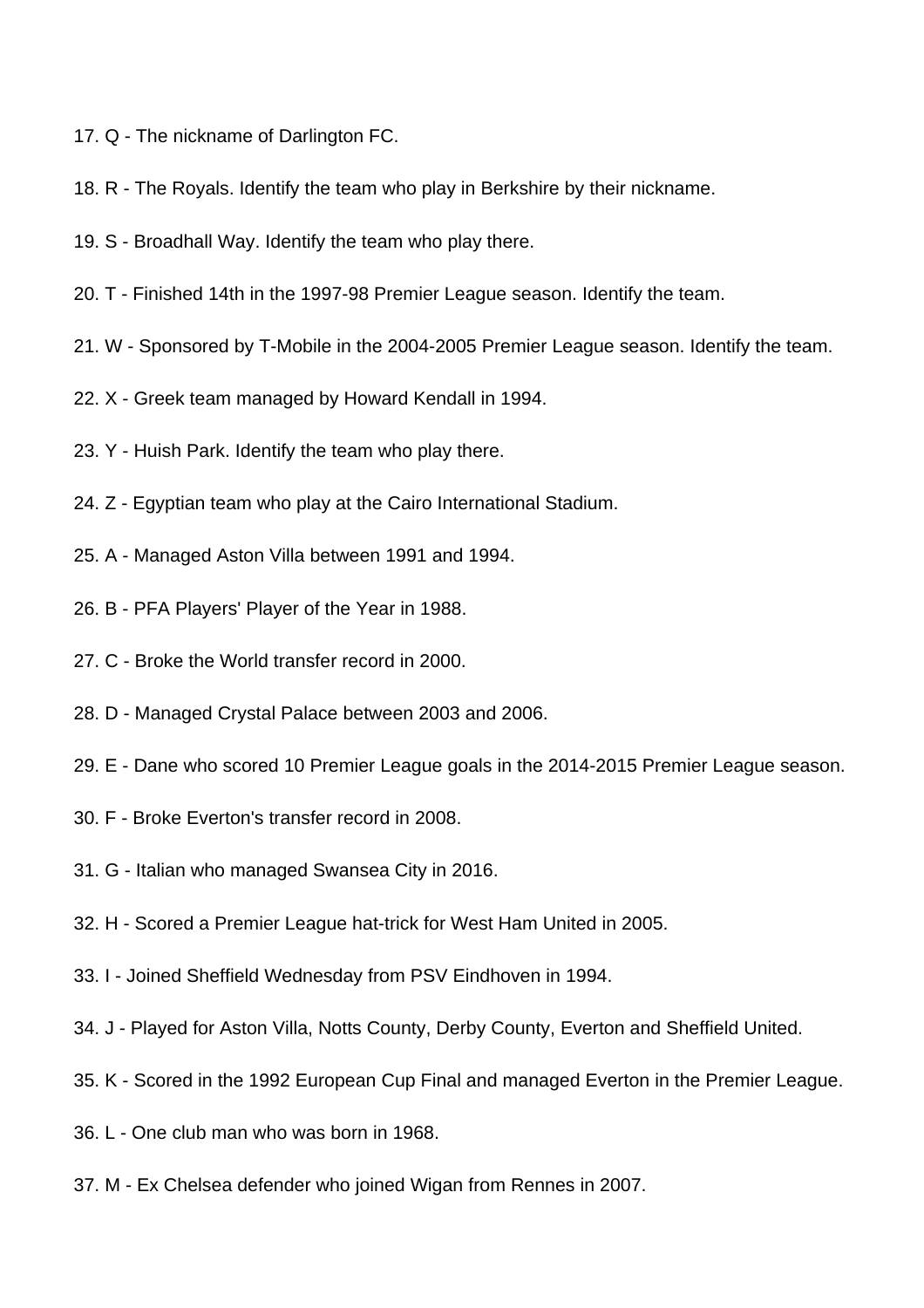17. Q - The nickname of Darlington FC.

18. R - The Royals. Identify the team who play in Berkshire by their nickname.

19. S - Broadhall Way. Identify the team who play there.

20. T - Finished 14th in the 1997-98 Premier League season. Identify the team.

21. W - Sponsored by T-Mobile in the 2004-2005 Premier League season. Identify the team.

22. X - Greek team managed by Howard Kendall in 1994.

23. Y - Huish Park. Identify the team who play there.

24. Z - Egyptian team who play at the Cairo International Stadium.

25. A - Managed Aston Villa between 1991 and 1994.

26. B - PFA Players' Player of the Year in 1988.

27. C - Broke the World transfer record in 2000.

28. D - Managed Crystal Palace between 2003 and 2006.

29. E - Dane who scored 10 Premier League goals in the 2014-2015 Premier League season.

30. F - Broke Everton's transfer record in 2008.

31. G - Italian who managed Swansea City in 2016.

32. H - Scored a Premier League hat-trick for West Ham United in 2005.

33. I - Joined Sheffield Wednesday from PSV Eindhoven in 1994.

34. J - Played for Aston Villa, Notts County, Derby County, Everton and Sheffield United.

35. K - Scored in the 1992 European Cup Final and managed Everton in the Premier League.

36. L - One club man who was born in 1968.

37. M - Ex Chelsea defender who joined Wigan from Rennes in 2007.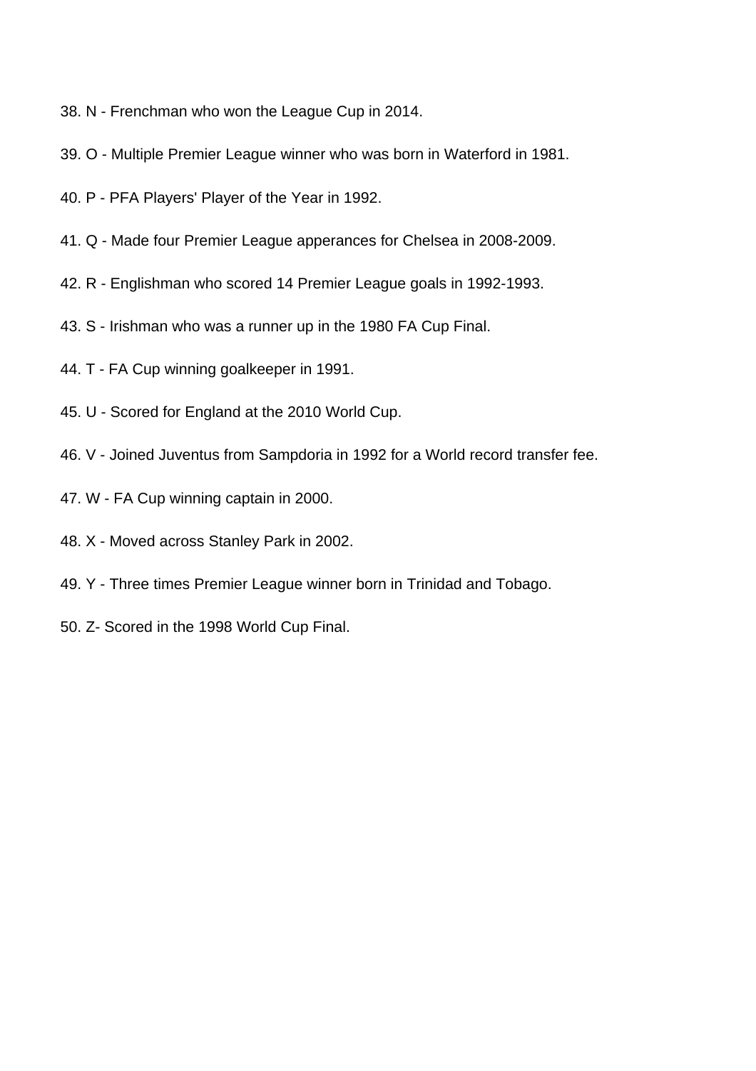38. N - Frenchman who won the League Cup in 2014.

39. O - Multiple Premier League winner who was born in Waterford in 1981.

40. P - PFA Players' Player of the Year in 1992.

41. Q - Made four Premier League apperances for Chelsea in 2008-2009.

42. R - Englishman who scored 14 Premier League goals in 1992-1993.

43. S - Irishman who was a runner up in the 1980 FA Cup Final.

44. T - FA Cup winning goalkeeper in 1991.

45. U - Scored for England at the 2010 World Cup.

46. V - Joined Juventus from Sampdoria in 1992 for a World record transfer fee.

47. W - FA Cup winning captain in 2000.

48. X - Moved across Stanley Park in 2002.

49. Y - Three times Premier League winner born in Trinidad and Tobago.

50. Z- Scored in the 1998 World Cup Final.